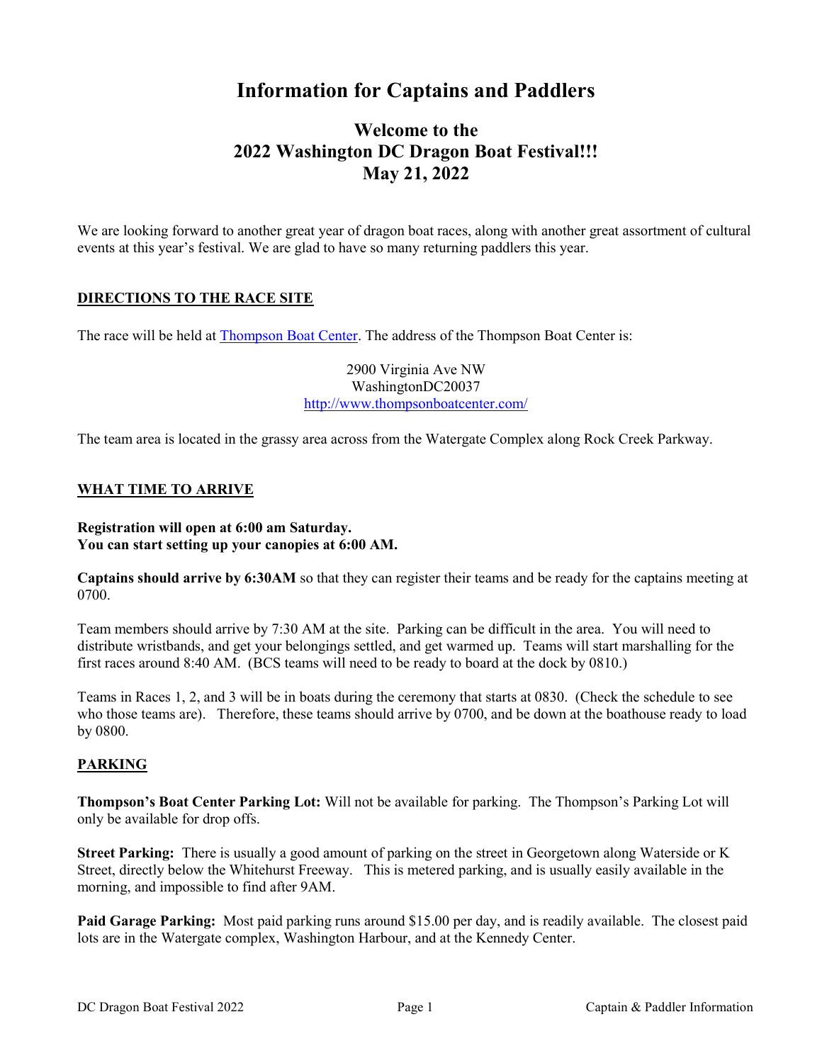# Information for Captains and Paddlers

## Welcome to the
## 2022 Washington DC Dragon Boat Festival!!!
## May 21, 2022

We are looking forward to another great year of dragon boat races, along with another great assortment of cultural events at this year's festival. We are glad to have so many returning paddlers this year.

### DIRECTIONS TO THE RACE SITE

The race will be held at [Thompson Boat Center](http://www.thompsonboatcenter.com/). The address of the Thompson Boat Center is:

2900 Virginia Ave NW
WashingtonDC20037
http://www.thompsonboatcenter.com/

The team area is located in the grassy area across from the Watergate Complex along Rock Creek Parkway.

### WHAT TIME TO ARRIVE

**Registration will open at 6:00 am Saturday.**
**You can start setting up your canopies at 6:00 AM.**

**Captains should arrive by 6:30AM** so that they can register their teams and be ready for the captains meeting at 0700.

Team members should arrive by 7:30 AM at the site. Parking can be difficult in the area. You will need to distribute wristbands, and get your belongings settled, and get warmed up. Teams will start marshalling for the first races around 8:40 AM. (BCS teams will need to be ready to board at the dock by 0810.)

Teams in Races 1, 2, and 3 will be in boats during the ceremony that starts at 0830. (Check the schedule to see who those teams are). Therefore, these teams should arrive by 0700, and be down at the boathouse ready to load by 0800.

### PARKING

**Thompson's Boat Center Parking Lot:** Will not be available for parking. The Thompson's Parking Lot will only be available for drop offs.

**Street Parking:** There is usually a good amount of parking on the street in Georgetown along Waterside or K Street, directly below the Whitehurst Freeway. This is metered parking, and is usually easily available in the morning, and impossible to find after 9AM.

**Paid Garage Parking:** Most paid parking runs around $15.00 per day, and is readily available. The closest paid lots are in the Watergate complex, Washington Harbour, and at the Kennedy Center.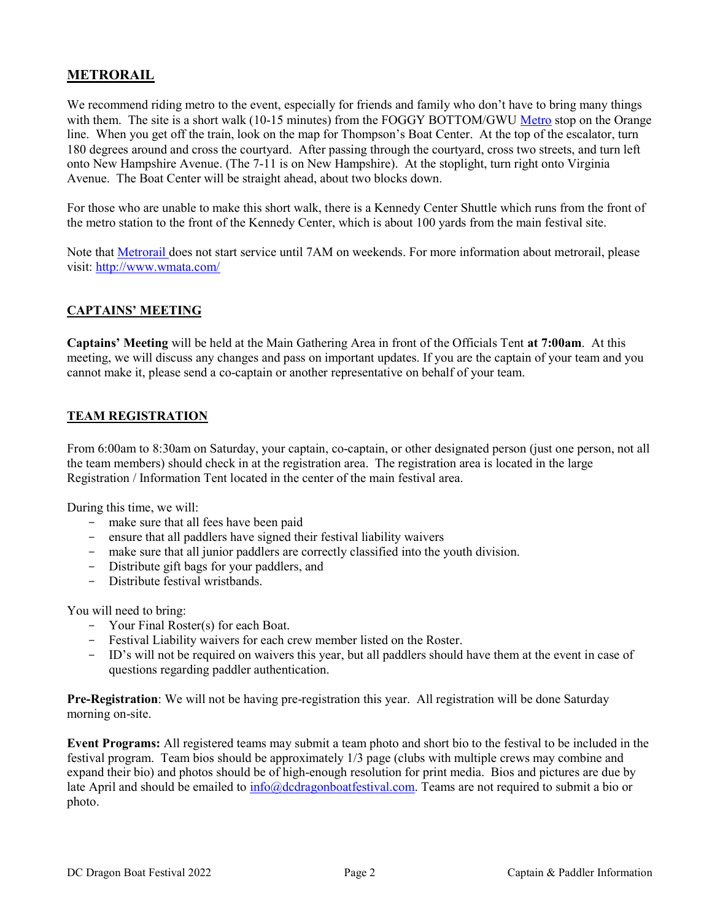## METRORAIL

We recommend riding metro to the event, especially for friends and family who don't have to bring many things with them. The site is a short walk (10-15 minutes) from the FOGGY BOTTOM/GWU Metro stop on the Orange line. When you get off the train, look on the map for Thompson's Boat Center. At the top of the escalator, turn 180 degrees around and cross the courtyard. After passing through the courtyard, cross two streets, and turn left onto New Hampshire Avenue. (The 7-11 is on New Hampshire). At the stoplight, turn right onto Virginia Avenue. The Boat Center will be straight ahead, about two blocks down.

For those who are unable to make this short walk, there is a Kennedy Center Shuttle which runs from the front of the metro station to the front of the Kennedy Center, which is about 100 yards from the main festival site.

Note that Metrorail does not start service until 7AM on weekends. For more information about metrorail, please visit: http://www.wmata.com/

## CAPTAINS' MEETING

**Captains' Meeting** will be held at the Main Gathering Area in front of the Officials Tent **at 7:00am**. At this meeting, we will discuss any changes and pass on important updates. If you are the captain of your team and you cannot make it, please send a co-captain or another representative on behalf of your team.

## TEAM REGISTRATION

From 6:00am to 8:30am on Saturday, your captain, co-captain, or other designated person (just one person, not all the team members) should check in at the registration area. The registration area is located in the large Registration / Information Tent located in the center of the main festival area.

During this time, we will:

- make sure that all fees have been paid
- ensure that all paddlers have signed their festival liability waivers
- make sure that all junior paddlers are correctly classified into the youth division.
- Distribute gift bags for your paddlers, and
- Distribute festival wristbands.

You will need to bring:

- Your Final Roster(s) for each Boat.
- Festival Liability waivers for each crew member listed on the Roster.
- ID's will not be required on waivers this year, but all paddlers should have them at the event in case of questions regarding paddler authentication.

**Pre-Registration**: We will not be having pre-registration this year. All registration will be done Saturday morning on-site.

**Event Programs:** All registered teams may submit a team photo and short bio to the festival to be included in the festival program. Team bios should be approximately 1/3 page (clubs with multiple crews may combine and expand their bio) and photos should be of high-enough resolution for print media. Bios and pictures are due by late April and should be emailed to info@dcdragonboatfestival.com. Teams are not required to submit a bio or photo.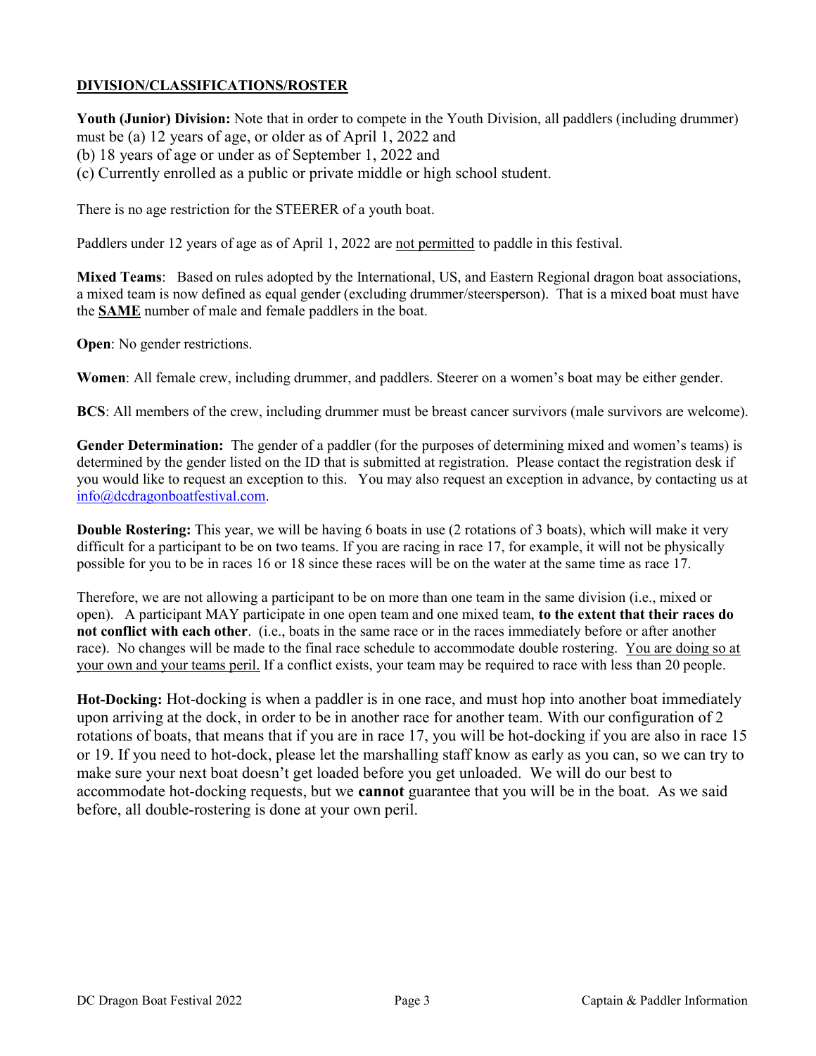## DIVISION/CLASSIFICATIONS/ROSTER

**Youth (Junior) Division:** Note that in order to compete in the Youth Division, all paddlers (including drummer) must be (a) 12 years of age, or older as of April 1, 2022 and
(b) 18 years of age or under as of September 1, 2022 and
(c) Currently enrolled as a public or private middle or high school student.

There is no age restriction for the STEERER of a youth boat.

Paddlers under 12 years of age as of April 1, 2022 are not permitted to paddle in this festival.

**Mixed Teams**: Based on rules adopted by the International, US, and Eastern Regional dragon boat associations, a mixed team is now defined as equal gender (excluding drummer/steersperson). That is a mixed boat must have the **SAME** number of male and female paddlers in the boat.

**Open**: No gender restrictions.

**Women**: All female crew, including drummer, and paddlers. Steerer on a women's boat may be either gender.

**BCS**: All members of the crew, including drummer must be breast cancer survivors (male survivors are welcome).

**Gender Determination:** The gender of a paddler (for the purposes of determining mixed and women's teams) is determined by the gender listed on the ID that is submitted at registration. Please contact the registration desk if you would like to request an exception to this. You may also request an exception in advance, by contacting us at info@dcdragonboatfestival.com.

**Double Rostering:** This year, we will be having 6 boats in use (2 rotations of 3 boats), which will make it very difficult for a participant to be on two teams. If you are racing in race 17, for example, it will not be physically possible for you to be in races 16 or 18 since these races will be on the water at the same time as race 17.

Therefore, we are not allowing a participant to be on more than one team in the same division (i.e., mixed or open). A participant MAY participate in one open team and one mixed team, **to the extent that their races do not conflict with each other**. (i.e., boats in the same race or in the races immediately before or after another race). No changes will be made to the final race schedule to accommodate double rostering. You are doing so at your own and your teams peril. If a conflict exists, your team may be required to race with less than 20 people.

**Hot-Docking:** Hot-docking is when a paddler is in one race, and must hop into another boat immediately upon arriving at the dock, in order to be in another race for another team. With our configuration of 2 rotations of boats, that means that if you are in race 17, you will be hot-docking if you are also in race 15 or 19. If you need to hot-dock, please let the marshalling staff know as early as you can, so we can try to make sure your next boat doesn't get loaded before you get unloaded. We will do our best to accommodate hot-docking requests, but we **cannot** guarantee that you will be in the boat. As we said before, all double-rostering is done at your own peril.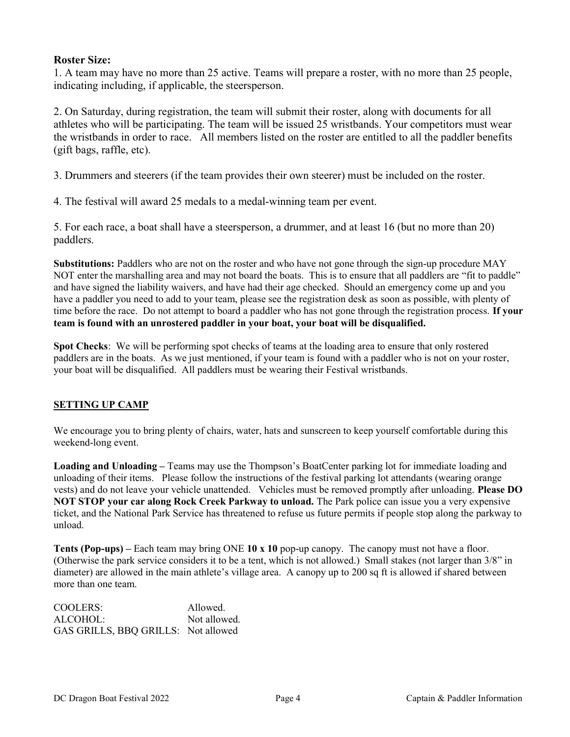### Roster Size:

1. A team may have no more than 25 active. Teams will prepare a roster, with no more than 25 people, indicating including, if applicable, the steersperson.

2. On Saturday, during registration, the team will submit their roster, along with documents for all athletes who will be participating. The team will be issued 25 wristbands. Your competitors must wear the wristbands in order to race. All members listed on the roster are entitled to all the paddler benefits (gift bags, raffle, etc).

3. Drummers and steerers (if the team provides their own steerer) must be included on the roster.

4. The festival will award 25 medals to a medal-winning team per event.

5. For each race, a boat shall have a steersperson, a drummer, and at least 16 (but no more than 20) paddlers.

**Substitutions:** Paddlers who are not on the roster and who have not gone through the sign-up procedure MAY NOT enter the marshalling area and may not board the boats. This is to ensure that all paddlers are "fit to paddle" and have signed the liability waivers, and have had their age checked. Should an emergency come up and you have a paddler you need to add to your team, please see the registration desk as soon as possible, with plenty of time before the race. Do not attempt to board a paddler who has not gone through the registration process. **If your team is found with an unrostered paddler in your boat, your boat will be disqualified.**

**Spot Checks**: We will be performing spot checks of teams at the loading area to ensure that only rostered paddlers are in the boats. As we just mentioned, if your team is found with a paddler who is not on your roster, your boat will be disqualified. All paddlers must be wearing their Festival wristbands.

## SETTING UP CAMP

We encourage you to bring plenty of chairs, water, hats and sunscreen to keep yourself comfortable during this weekend-long event.

**Loading and Unloading –** Teams may use the Thompson's BoatCenter parking lot for immediate loading and unloading of their items. Please follow the instructions of the festival parking lot attendants (wearing orange vests) and do not leave your vehicle unattended. Vehicles must be removed promptly after unloading. **Please DO NOT STOP your car along Rock Creek Parkway to unload.** The Park police can issue you a very expensive ticket, and the National Park Service has threatened to refuse us future permits if people stop along the parkway to unload.

**Tents (Pop-ups) –** Each team may bring ONE **10 x 10** pop-up canopy. The canopy must not have a floor. (Otherwise the park service considers it to be a tent, which is not allowed.) Small stakes (not larger than 3/8" in diameter) are allowed in the main athlete's village area. A canopy up to 200 sq ft is allowed if shared between more than one team.

| | |
|---|---|
| COOLERS: | Allowed. |
| ALCOHOL: | Not allowed. |
| GAS GRILLS, BBQ GRILLS: | Not allowed |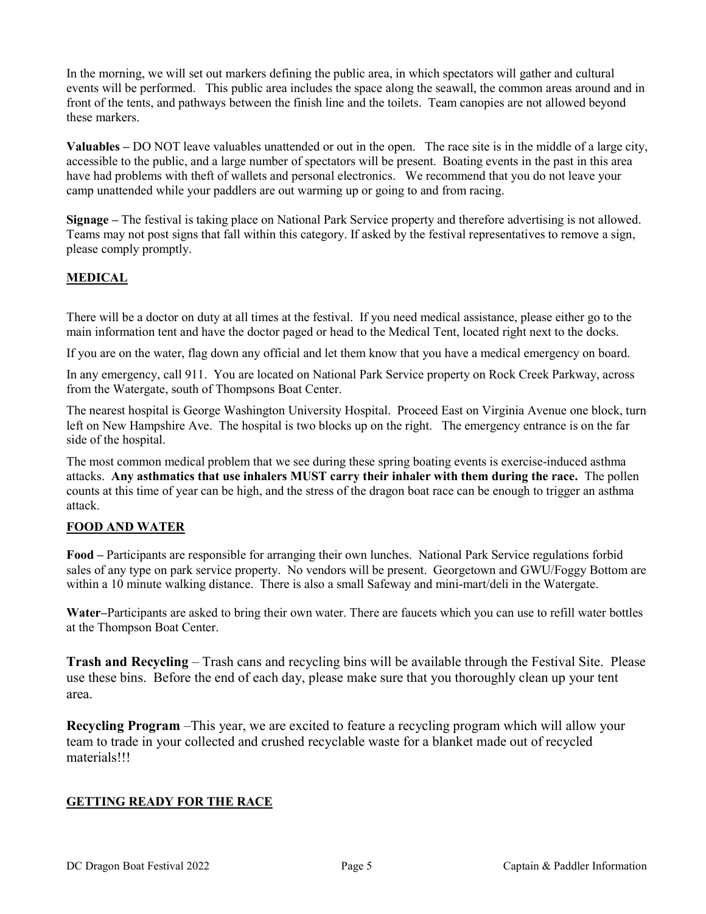In the morning, we will set out markers defining the public area, in which spectators will gather and cultural events will be performed. This public area includes the space along the seawall, the common areas around and in front of the tents, and pathways between the finish line and the toilets. Team canopies are not allowed beyond these markers.

**Valuables –** DO NOT leave valuables unattended or out in the open. The race site is in the middle of a large city, accessible to the public, and a large number of spectators will be present. Boating events in the past in this area have had problems with theft of wallets and personal electronics. We recommend that you do not leave your camp unattended while your paddlers are out warming up or going to and from racing.

**Signage –** The festival is taking place on National Park Service property and therefore advertising is not allowed. Teams may not post signs that fall within this category. If asked by the festival representatives to remove a sign, please comply promptly.

## MEDICAL

There will be a doctor on duty at all times at the festival. If you need medical assistance, please either go to the main information tent and have the doctor paged or head to the Medical Tent, located right next to the docks.

If you are on the water, flag down any official and let them know that you have a medical emergency on board.

In any emergency, call 911. You are located on National Park Service property on Rock Creek Parkway, across from the Watergate, south of Thompsons Boat Center.

The nearest hospital is George Washington University Hospital. Proceed East on Virginia Avenue one block, turn left on New Hampshire Ave. The hospital is two blocks up on the right. The emergency entrance is on the far side of the hospital.

The most common medical problem that we see during these spring boating events is exercise-induced asthma attacks. **Any asthmatics that use inhalers MUST carry their inhaler with them during the race.** The pollen counts at this time of year can be high, and the stress of the dragon boat race can be enough to trigger an asthma attack.

## FOOD AND WATER

**Food –** Participants are responsible for arranging their own lunches. National Park Service regulations forbid sales of any type on park service property. No vendors will be present. Georgetown and GWU/Foggy Bottom are within a 10 minute walking distance. There is also a small Safeway and mini-mart/deli in the Watergate.

**Water–**Participants are asked to bring their own water. There are faucets which you can use to refill water bottles at the Thompson Boat Center.

**Trash and Recycling** – Trash cans and recycling bins will be available through the Festival Site. Please use these bins. Before the end of each day, please make sure that you thoroughly clean up your tent area.

**Recycling Program** –This year, we are excited to feature a recycling program which will allow your team to trade in your collected and crushed recyclable waste for a blanket made out of recycled materials!!!

## GETTING READY FOR THE RACE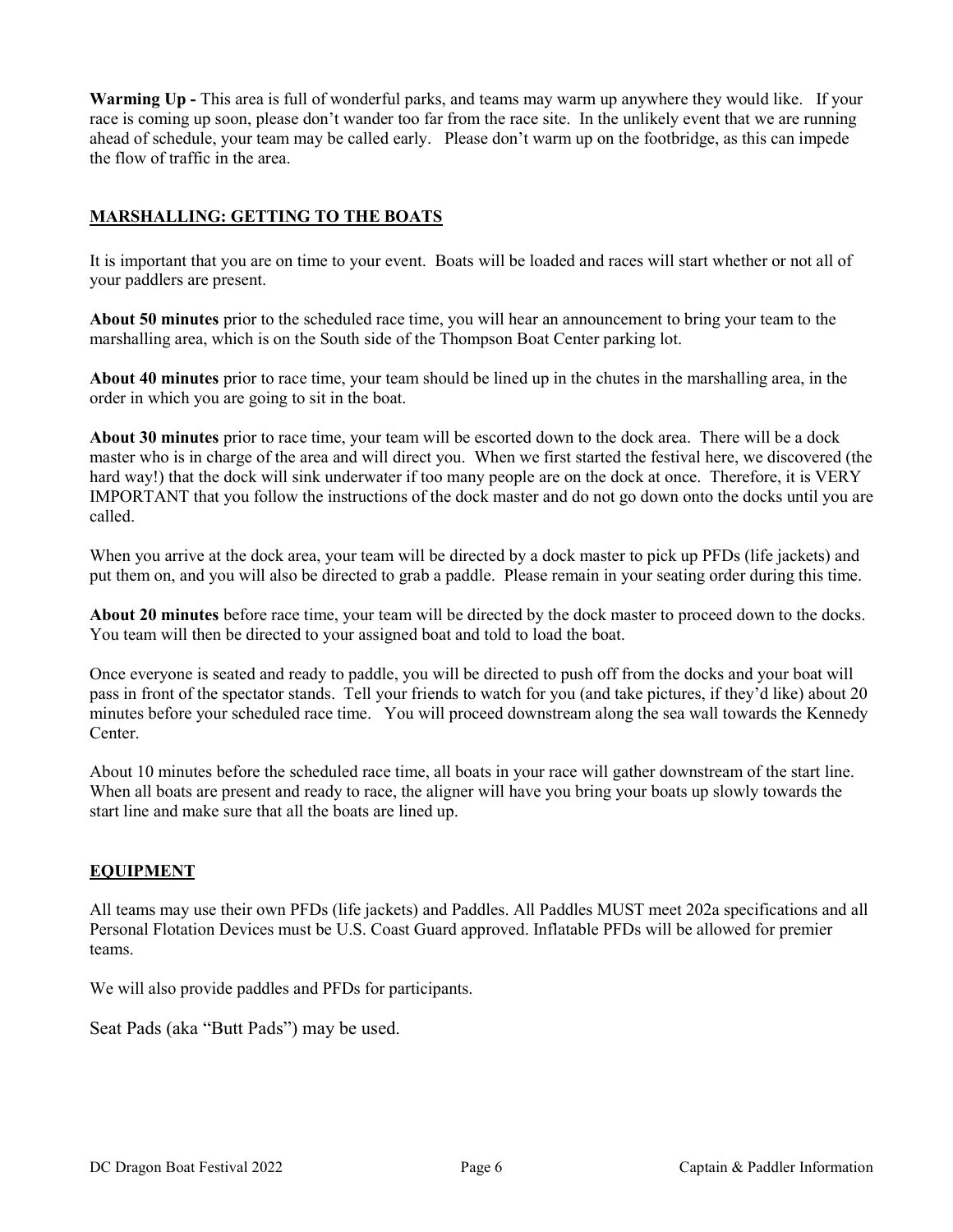**Warming Up -** This area is full of wonderful parks, and teams may warm up anywhere they would like. If your race is coming up soon, please don't wander too far from the race site. In the unlikely event that we are running ahead of schedule, your team may be called early. Please don't warm up on the footbridge, as this can impede the flow of traffic in the area.

## MARSHALLING: GETTING TO THE BOATS

It is important that you are on time to your event. Boats will be loaded and races will start whether or not all of your paddlers are present.

**About 50 minutes** prior to the scheduled race time, you will hear an announcement to bring your team to the marshalling area, which is on the South side of the Thompson Boat Center parking lot.

**About 40 minutes** prior to race time, your team should be lined up in the chutes in the marshalling area, in the order in which you are going to sit in the boat.

**About 30 minutes** prior to race time, your team will be escorted down to the dock area. There will be a dock master who is in charge of the area and will direct you. When we first started the festival here, we discovered (the hard way!) that the dock will sink underwater if too many people are on the dock at once. Therefore, it is VERY IMPORTANT that you follow the instructions of the dock master and do not go down onto the docks until you are called.

When you arrive at the dock area, your team will be directed by a dock master to pick up PFDs (life jackets) and put them on, and you will also be directed to grab a paddle. Please remain in your seating order during this time.

**About 20 minutes** before race time, your team will be directed by the dock master to proceed down to the docks. You team will then be directed to your assigned boat and told to load the boat.

Once everyone is seated and ready to paddle, you will be directed to push off from the docks and your boat will pass in front of the spectator stands. Tell your friends to watch for you (and take pictures, if they'd like) about 20 minutes before your scheduled race time. You will proceed downstream along the sea wall towards the Kennedy Center.

About 10 minutes before the scheduled race time, all boats in your race will gather downstream of the start line. When all boats are present and ready to race, the aligner will have you bring your boats up slowly towards the start line and make sure that all the boats are lined up.

## EQUIPMENT

All teams may use their own PFDs (life jackets) and Paddles. All Paddles MUST meet 202a specifications and all Personal Flotation Devices must be U.S. Coast Guard approved. Inflatable PFDs will be allowed for premier teams.

We will also provide paddles and PFDs for participants.

Seat Pads (aka "Butt Pads") may be used.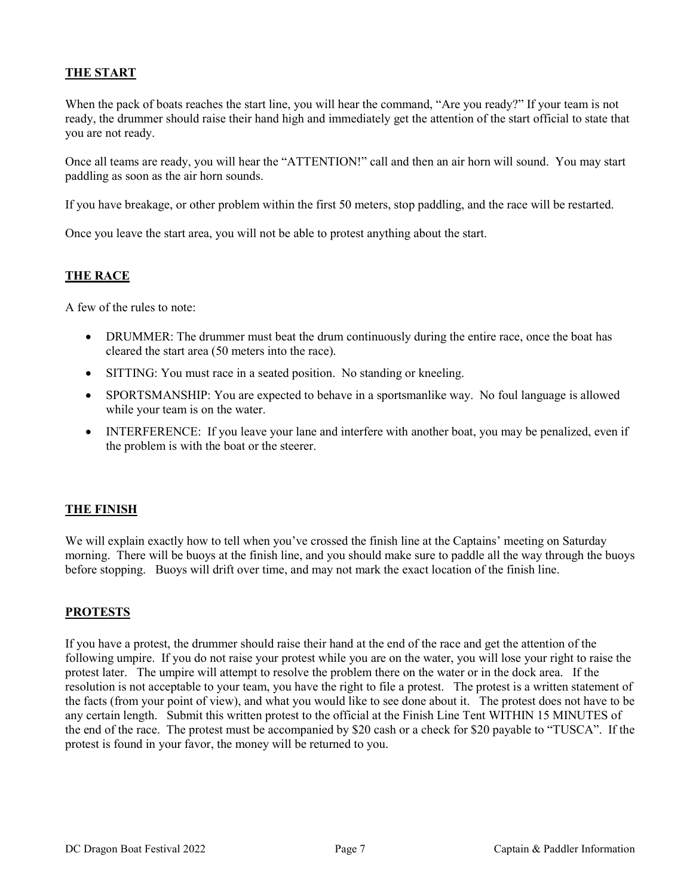## THE START

When the pack of boats reaches the start line, you will hear the command, "Are you ready?" If your team is not ready, the drummer should raise their hand high and immediately get the attention of the start official to state that you are not ready.

Once all teams are ready, you will hear the "ATTENTION!" call and then an air horn will sound. You may start paddling as soon as the air horn sounds.

If you have breakage, or other problem within the first 50 meters, stop paddling, and the race will be restarted.

Once you leave the start area, you will not be able to protest anything about the start.

## THE RACE

A few of the rules to note:

- DRUMMER: The drummer must beat the drum continuously during the entire race, once the boat has cleared the start area (50 meters into the race).
- SITTING: You must race in a seated position. No standing or kneeling.
- SPORTSMANSHIP: You are expected to behave in a sportsmanlike way. No foul language is allowed while your team is on the water.
- INTERFERENCE: If you leave your lane and interfere with another boat, you may be penalized, even if the problem is with the boat or the steerer.

## THE FINISH

We will explain exactly how to tell when you've crossed the finish line at the Captains' meeting on Saturday morning. There will be buoys at the finish line, and you should make sure to paddle all the way through the buoys before stopping. Buoys will drift over time, and may not mark the exact location of the finish line.

## PROTESTS

If you have a protest, the drummer should raise their hand at the end of the race and get the attention of the following umpire. If you do not raise your protest while you are on the water, you will lose your right to raise the protest later. The umpire will attempt to resolve the problem there on the water or in the dock area. If the resolution is not acceptable to your team, you have the right to file a protest. The protest is a written statement of the facts (from your point of view), and what you would like to see done about it. The protest does not have to be any certain length. Submit this written protest to the official at the Finish Line Tent WITHIN 15 MINUTES of the end of the race. The protest must be accompanied by $20 cash or a check for $20 payable to "TUSCA". If the protest is found in your favor, the money will be returned to you.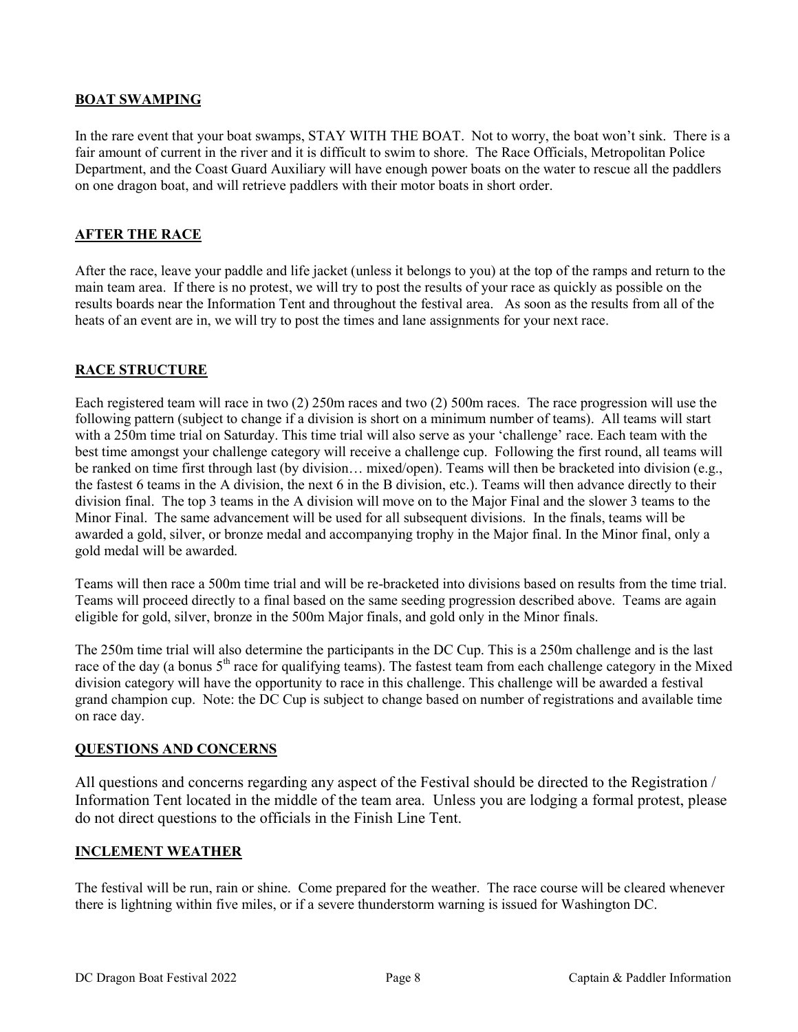## BOAT SWAMPING

In the rare event that your boat swamps, STAY WITH THE BOAT. Not to worry, the boat won't sink. There is a fair amount of current in the river and it is difficult to swim to shore. The Race Officials, Metropolitan Police Department, and the Coast Guard Auxiliary will have enough power boats on the water to rescue all the paddlers on one dragon boat, and will retrieve paddlers with their motor boats in short order.

## AFTER THE RACE

After the race, leave your paddle and life jacket (unless it belongs to you) at the top of the ramps and return to the main team area. If there is no protest, we will try to post the results of your race as quickly as possible on the results boards near the Information Tent and throughout the festival area. As soon as the results from all of the heats of an event are in, we will try to post the times and lane assignments for your next race.

## RACE STRUCTURE

Each registered team will race in two (2) 250m races and two (2) 500m races. The race progression will use the following pattern (subject to change if a division is short on a minimum number of teams). All teams will start with a 250m time trial on Saturday. This time trial will also serve as your 'challenge' race. Each team with the best time amongst your challenge category will receive a challenge cup. Following the first round, all teams will be ranked on time first through last (by division… mixed/open). Teams will then be bracketed into division (e.g., the fastest 6 teams in the A division, the next 6 in the B division, etc.). Teams will then advance directly to their division final. The top 3 teams in the A division will move on to the Major Final and the slower 3 teams to the Minor Final. The same advancement will be used for all subsequent divisions. In the finals, teams will be awarded a gold, silver, or bronze medal and accompanying trophy in the Major final. In the Minor final, only a gold medal will be awarded.

Teams will then race a 500m time trial and will be re-bracketed into divisions based on results from the time trial. Teams will proceed directly to a final based on the same seeding progression described above. Teams are again eligible for gold, silver, bronze in the 500m Major finals, and gold only in the Minor finals.

The 250m time trial will also determine the participants in the DC Cup. This is a 250m challenge and is the last race of the day (a bonus 5th race for qualifying teams). The fastest team from each challenge category in the Mixed division category will have the opportunity to race in this challenge. This challenge will be awarded a festival grand champion cup. Note: the DC Cup is subject to change based on number of registrations and available time on race day.

## QUESTIONS AND CONCERNS

All questions and concerns regarding any aspect of the Festival should be directed to the Registration / Information Tent located in the middle of the team area. Unless you are lodging a formal protest, please do not direct questions to the officials in the Finish Line Tent.

## INCLEMENT WEATHER

The festival will be run, rain or shine. Come prepared for the weather. The race course will be cleared whenever there is lightning within five miles, or if a severe thunderstorm warning is issued for Washington DC.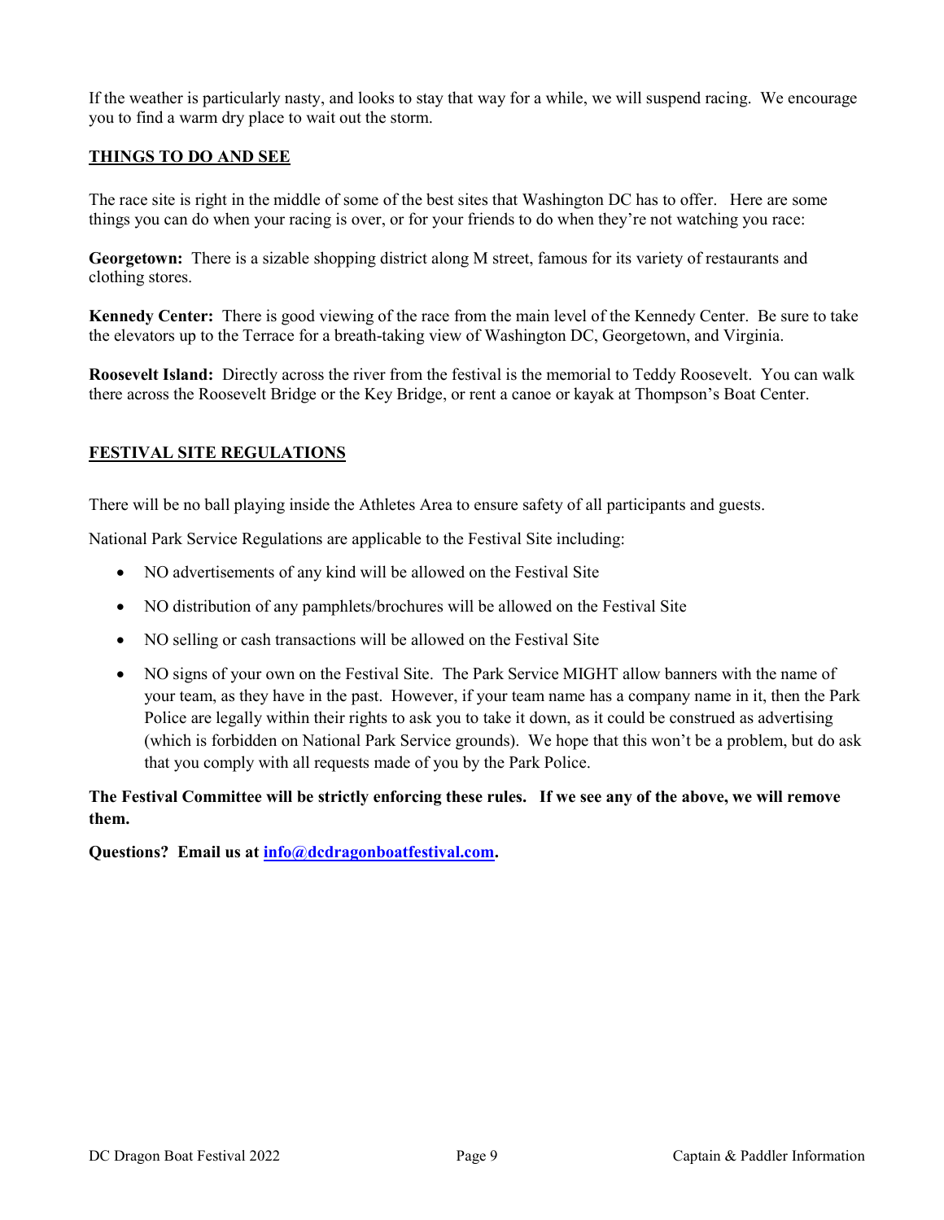If the weather is particularly nasty, and looks to stay that way for a while, we will suspend racing. We encourage you to find a warm dry place to wait out the storm.

## THINGS TO DO AND SEE

The race site is right in the middle of some of the best sites that Washington DC has to offer. Here are some things you can do when your racing is over, or for your friends to do when they're not watching you race:

**Georgetown:** There is a sizable shopping district along M street, famous for its variety of restaurants and clothing stores.

**Kennedy Center:** There is good viewing of the race from the main level of the Kennedy Center. Be sure to take the elevators up to the Terrace for a breath-taking view of Washington DC, Georgetown, and Virginia.

**Roosevelt Island:** Directly across the river from the festival is the memorial to Teddy Roosevelt. You can walk there across the Roosevelt Bridge or the Key Bridge, or rent a canoe or kayak at Thompson's Boat Center.

## FESTIVAL SITE REGULATIONS

There will be no ball playing inside the Athletes Area to ensure safety of all participants and guests.

National Park Service Regulations are applicable to the Festival Site including:

- NO advertisements of any kind will be allowed on the Festival Site
- NO distribution of any pamphlets/brochures will be allowed on the Festival Site
- NO selling or cash transactions will be allowed on the Festival Site
- NO signs of your own on the Festival Site. The Park Service MIGHT allow banners with the name of your team, as they have in the past. However, if your team name has a company name in it, then the Park Police are legally within their rights to ask you to take it down, as it could be construed as advertising (which is forbidden on National Park Service grounds). We hope that this won't be a problem, but do ask that you comply with all requests made of you by the Park Police.

**The Festival Committee will be strictly enforcing these rules. If we see any of the above, we will remove them.**

**Questions? Email us at info@dcdragonboatfestival.com.**